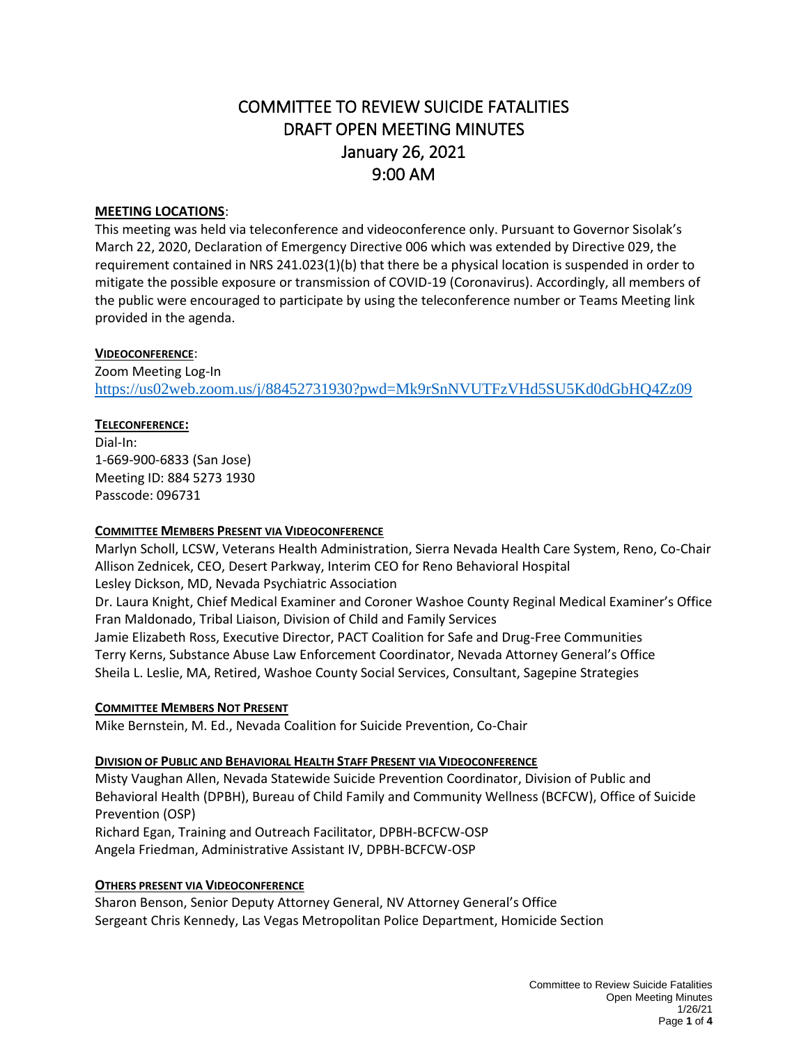# COMMITTEE TO REVIEW SUICIDE FATALITIES
# DRAFT OPEN MEETING MINUTES
# January 26, 2021
# 9:00 AM

**MEETING LOCATIONS**:

This meeting was held via teleconference and videoconference only. Pursuant to Governor Sisolak's March 22, 2020, Declaration of Emergency Directive 006 which was extended by Directive 029, the requirement contained in NRS 241.023(1)(b) that there be a physical location is suspended in order to mitigate the possible exposure or transmission of COVID-19 (Coronavirus). Accordingly, all members of the public were encouraged to participate by using the teleconference number or Teams Meeting link provided in the agenda.

**VIDEOCONFERENCE**:

Zoom Meeting Log-In
https://us02web.zoom.us/j/88452731930?pwd=Mk9rSnNVUTFzVHd5SU5Kd0dGbHQ4Zz09

**TELECONFERENCE:**

Dial-In:
1-669-900-6833 (San Jose)
Meeting ID: 884 5273 1930
Passcode: 096731

**COMMITTEE MEMBERS PRESENT VIA VIDEOCONFERENCE**

Marlyn Scholl, LCSW, Veterans Health Administration, Sierra Nevada Health Care System, Reno, Co-Chair
Allison Zednicek, CEO, Desert Parkway, Interim CEO for Reno Behavioral Hospital
Lesley Dickson, MD, Nevada Psychiatric Association
Dr. Laura Knight, Chief Medical Examiner and Coroner Washoe County Reginal Medical Examiner's Office
Fran Maldonado, Tribal Liaison, Division of Child and Family Services
Jamie Elizabeth Ross, Executive Director, PACT Coalition for Safe and Drug-Free Communities
Terry Kerns, Substance Abuse Law Enforcement Coordinator, Nevada Attorney General's Office
Sheila L. Leslie, MA, Retired, Washoe County Social Services, Consultant, Sagepine Strategies

**COMMITTEE MEMBERS NOT PRESENT**

Mike Bernstein, M. Ed., Nevada Coalition for Suicide Prevention, Co-Chair

**DIVISION OF PUBLIC AND BEHAVIORAL HEALTH STAFF PRESENT VIA VIDEOCONFERENCE**

Misty Vaughan Allen, Nevada Statewide Suicide Prevention Coordinator, Division of Public and Behavioral Health (DPBH), Bureau of Child Family and Community Wellness (BCFCW), Office of Suicide Prevention (OSP)
Richard Egan, Training and Outreach Facilitator, DPBH-BCFCW-OSP
Angela Friedman, Administrative Assistant IV, DPBH-BCFCW-OSP

**OTHERS PRESENT VIA VIDEOCONFERENCE**

Sharon Benson, Senior Deputy Attorney General, NV Attorney General's Office
Sergeant Chris Kennedy, Las Vegas Metropolitan Police Department, Homicide Section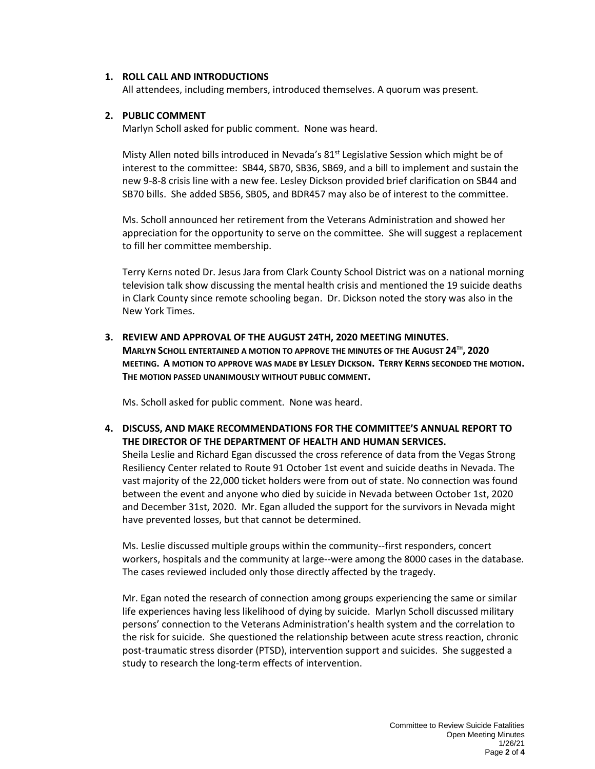1. **ROLL CALL AND INTRODUCTIONS**
   All attendees, including members, introduced themselves. A quorum was present.

2. **PUBLIC COMMENT**
   Marlyn Scholl asked for public comment. None was heard.

   Misty Allen noted bills introduced in Nevada's 81st Legislative Session which might be of interest to the committee: SB44, SB70, SB36, SB69, and a bill to implement and sustain the new 9-8-8 crisis line with a new fee. Lesley Dickson provided brief clarification on SB44 and SB70 bills. She added SB56, SB05, and BDR457 may also be of interest to the committee.

   Ms. Scholl announced her retirement from the Veterans Administration and showed her appreciation for the opportunity to serve on the committee. She will suggest a replacement to fill her committee membership.

   Terry Kerns noted Dr. Jesus Jara from Clark County School District was on a national morning television talk show discussing the mental health crisis and mentioned the 19 suicide deaths in Clark County since remote schooling began. Dr. Dickson noted the story was also in the New York Times.

3. **REVIEW AND APPROVAL OF THE AUGUST 24TH, 2020 MEETING MINUTES.**
   **MARLYN SCHOLL ENTERTAINED A MOTION TO APPROVE THE MINUTES OF THE AUGUST 24TH, 2020 MEETING. A MOTION TO APPROVE WAS MADE BY LESLEY DICKSON. TERRY KERNS SECONDED THE MOTION. THE MOTION PASSED UNANIMOUSLY WITHOUT PUBLIC COMMENT.**

   Ms. Scholl asked for public comment. None was heard.

4. **DISCUSS, AND MAKE RECOMMENDATIONS FOR THE COMMITTEE'S ANNUAL REPORT TO THE DIRECTOR OF THE DEPARTMENT OF HEALTH AND HUMAN SERVICES.**
   Sheila Leslie and Richard Egan discussed the cross reference of data from the Vegas Strong Resiliency Center related to Route 91 October 1st event and suicide deaths in Nevada. The vast majority of the 22,000 ticket holders were from out of state. No connection was found between the event and anyone who died by suicide in Nevada between October 1st, 2020 and December 31st, 2020. Mr. Egan alluded the support for the survivors in Nevada might have prevented losses, but that cannot be determined.

   Ms. Leslie discussed multiple groups within the community--first responders, concert workers, hospitals and the community at large--were among the 8000 cases in the database. The cases reviewed included only those directly affected by the tragedy.

   Mr. Egan noted the research of connection among groups experiencing the same or similar life experiences having less likelihood of dying by suicide. Marlyn Scholl discussed military persons' connection to the Veterans Administration's health system and the correlation to the risk for suicide. She questioned the relationship between acute stress reaction, chronic post-traumatic stress disorder (PTSD), intervention support and suicides. She suggested a study to research the long-term effects of intervention.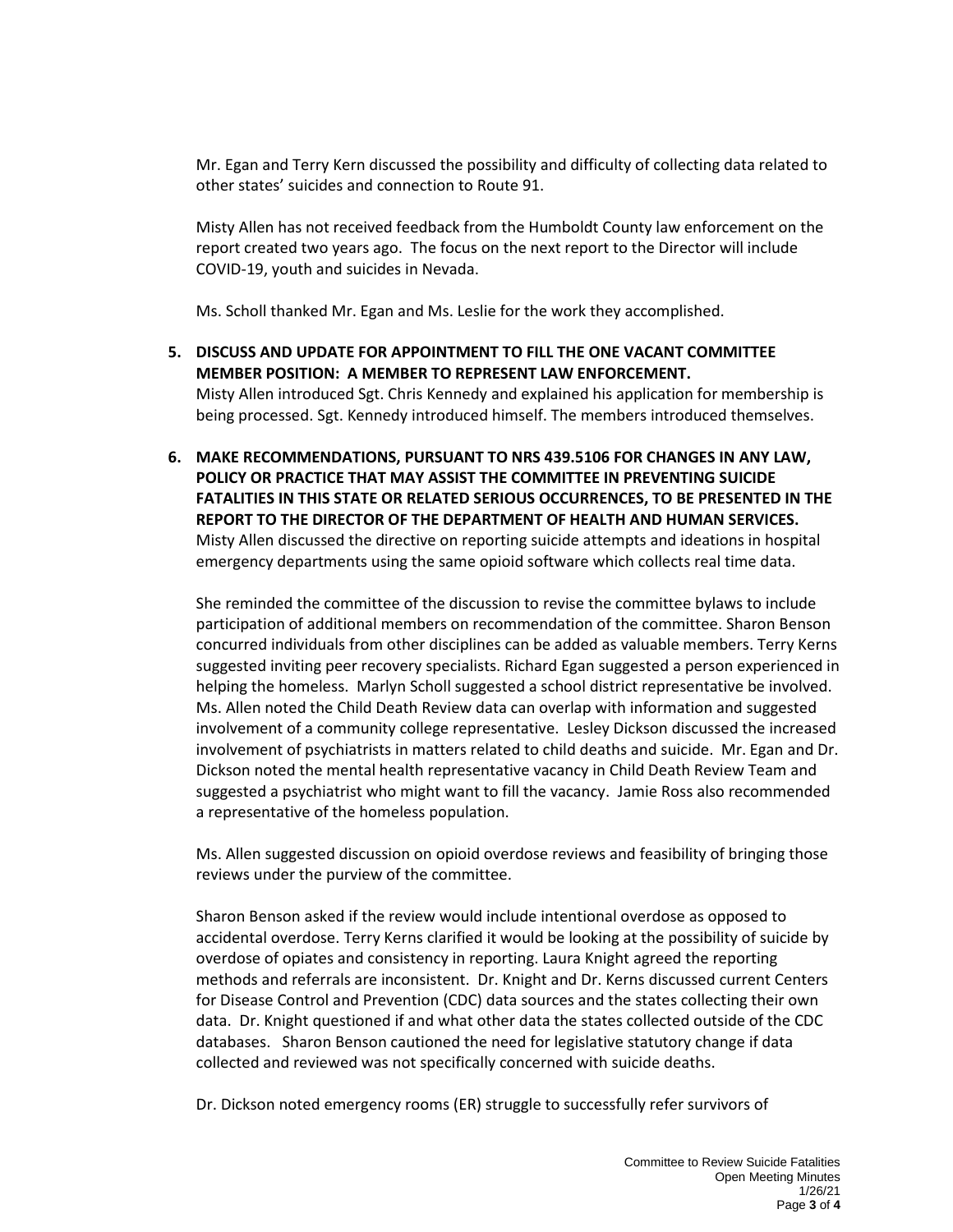Mr. Egan and Terry Kern discussed the possibility and difficulty of collecting data related to other states' suicides and connection to Route 91.

Misty Allen has not received feedback from the Humboldt County law enforcement on the report created two years ago. The focus on the next report to the Director will include COVID-19, youth and suicides in Nevada.

Ms. Scholl thanked Mr. Egan and Ms. Leslie for the work they accomplished.

5. **DISCUSS AND UPDATE FOR APPOINTMENT TO FILL THE ONE VACANT COMMITTEE MEMBER POSITION: A MEMBER TO REPRESENT LAW ENFORCEMENT.**
   Misty Allen introduced Sgt. Chris Kennedy and explained his application for membership is being processed. Sgt. Kennedy introduced himself. The members introduced themselves.

6. **MAKE RECOMMENDATIONS, PURSUANT TO NRS 439.5106 FOR CHANGES IN ANY LAW, POLICY OR PRACTICE THAT MAY ASSIST THE COMMITTEE IN PREVENTING SUICIDE FATALITIES IN THIS STATE OR RELATED SERIOUS OCCURRENCES, TO BE PRESENTED IN THE REPORT TO THE DIRECTOR OF THE DEPARTMENT OF HEALTH AND HUMAN SERVICES.**
   Misty Allen discussed the directive on reporting suicide attempts and ideations in hospital emergency departments using the same opioid software which collects real time data.

   She reminded the committee of the discussion to revise the committee bylaws to include participation of additional members on recommendation of the committee. Sharon Benson concurred individuals from other disciplines can be added as valuable members. Terry Kerns suggested inviting peer recovery specialists. Richard Egan suggested a person experienced in helping the homeless. Marlyn Scholl suggested a school district representative be involved. Ms. Allen noted the Child Death Review data can overlap with information and suggested involvement of a community college representative. Lesley Dickson discussed the increased involvement of psychiatrists in matters related to child deaths and suicide. Mr. Egan and Dr. Dickson noted the mental health representative vacancy in Child Death Review Team and suggested a psychiatrist who might want to fill the vacancy. Jamie Ross also recommended a representative of the homeless population.

   Ms. Allen suggested discussion on opioid overdose reviews and feasibility of bringing those reviews under the purview of the committee.

   Sharon Benson asked if the review would include intentional overdose as opposed to accidental overdose. Terry Kerns clarified it would be looking at the possibility of suicide by overdose of opiates and consistency in reporting. Laura Knight agreed the reporting methods and referrals are inconsistent. Dr. Knight and Dr. Kerns discussed current Centers for Disease Control and Prevention (CDC) data sources and the states collecting their own data. Dr. Knight questioned if and what other data the states collected outside of the CDC databases. Sharon Benson cautioned the need for legislative statutory change if data collected and reviewed was not specifically concerned with suicide deaths.

   Dr. Dickson noted emergency rooms (ER) struggle to successfully refer survivors of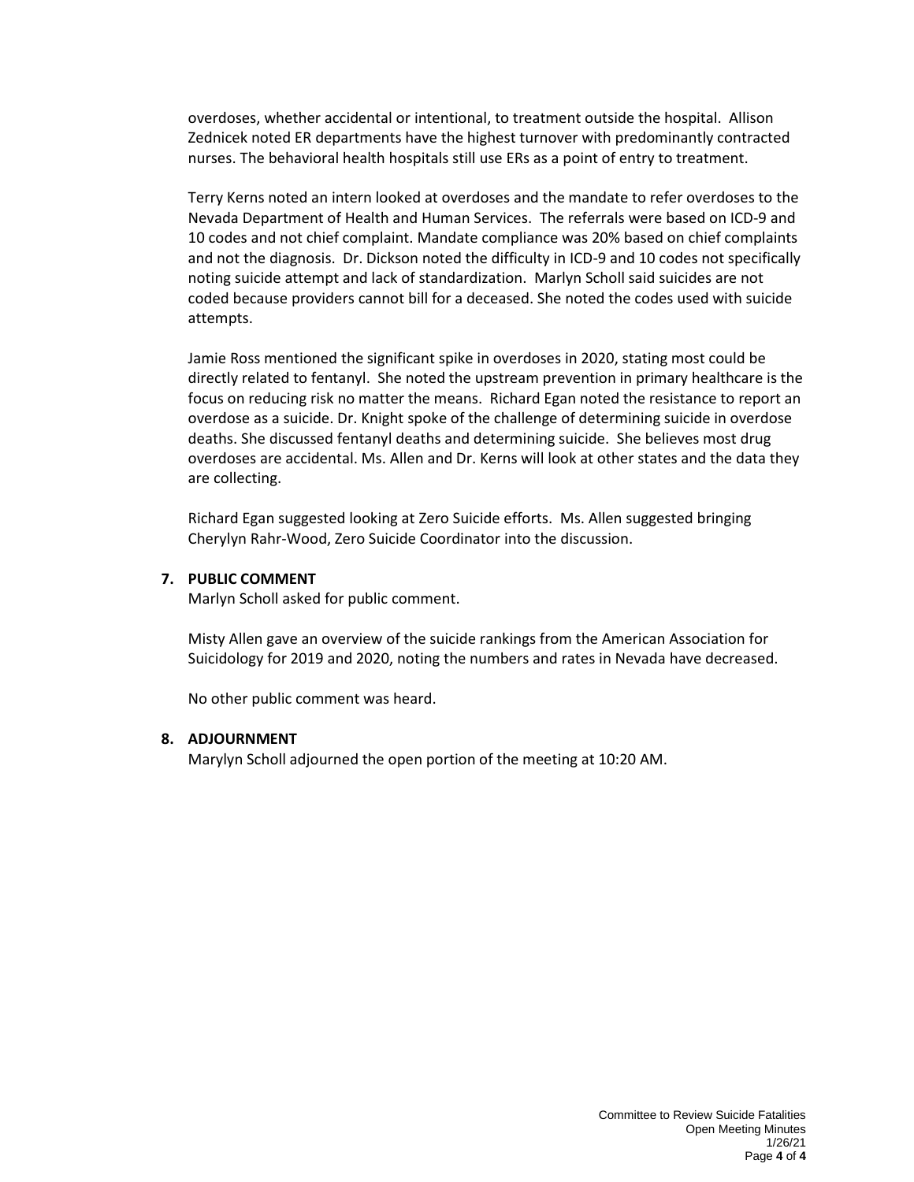overdoses, whether accidental or intentional, to treatment outside the hospital. Allison Zednicek noted ER departments have the highest turnover with predominantly contracted nurses. The behavioral health hospitals still use ERs as a point of entry to treatment.

Terry Kerns noted an intern looked at overdoses and the mandate to refer overdoses to the Nevada Department of Health and Human Services. The referrals were based on ICD-9 and 10 codes and not chief complaint. Mandate compliance was 20% based on chief complaints and not the diagnosis. Dr. Dickson noted the difficulty in ICD-9 and 10 codes not specifically noting suicide attempt and lack of standardization. Marlyn Scholl said suicides are not coded because providers cannot bill for a deceased. She noted the codes used with suicide attempts.

Jamie Ross mentioned the significant spike in overdoses in 2020, stating most could be directly related to fentanyl. She noted the upstream prevention in primary healthcare is the focus on reducing risk no matter the means. Richard Egan noted the resistance to report an overdose as a suicide. Dr. Knight spoke of the challenge of determining suicide in overdose deaths. She discussed fentanyl deaths and determining suicide. She believes most drug overdoses are accidental. Ms. Allen and Dr. Kerns will look at other states and the data they are collecting.

Richard Egan suggested looking at Zero Suicide efforts. Ms. Allen suggested bringing Cherylyn Rahr-Wood, Zero Suicide Coordinator into the discussion.

**7. PUBLIC COMMENT**

Marlyn Scholl asked for public comment.

Misty Allen gave an overview of the suicide rankings from the American Association for Suicidology for 2019 and 2020, noting the numbers and rates in Nevada have decreased.

No other public comment was heard.

**8. ADJOURNMENT**

Marylyn Scholl adjourned the open portion of the meeting at 10:20 AM.